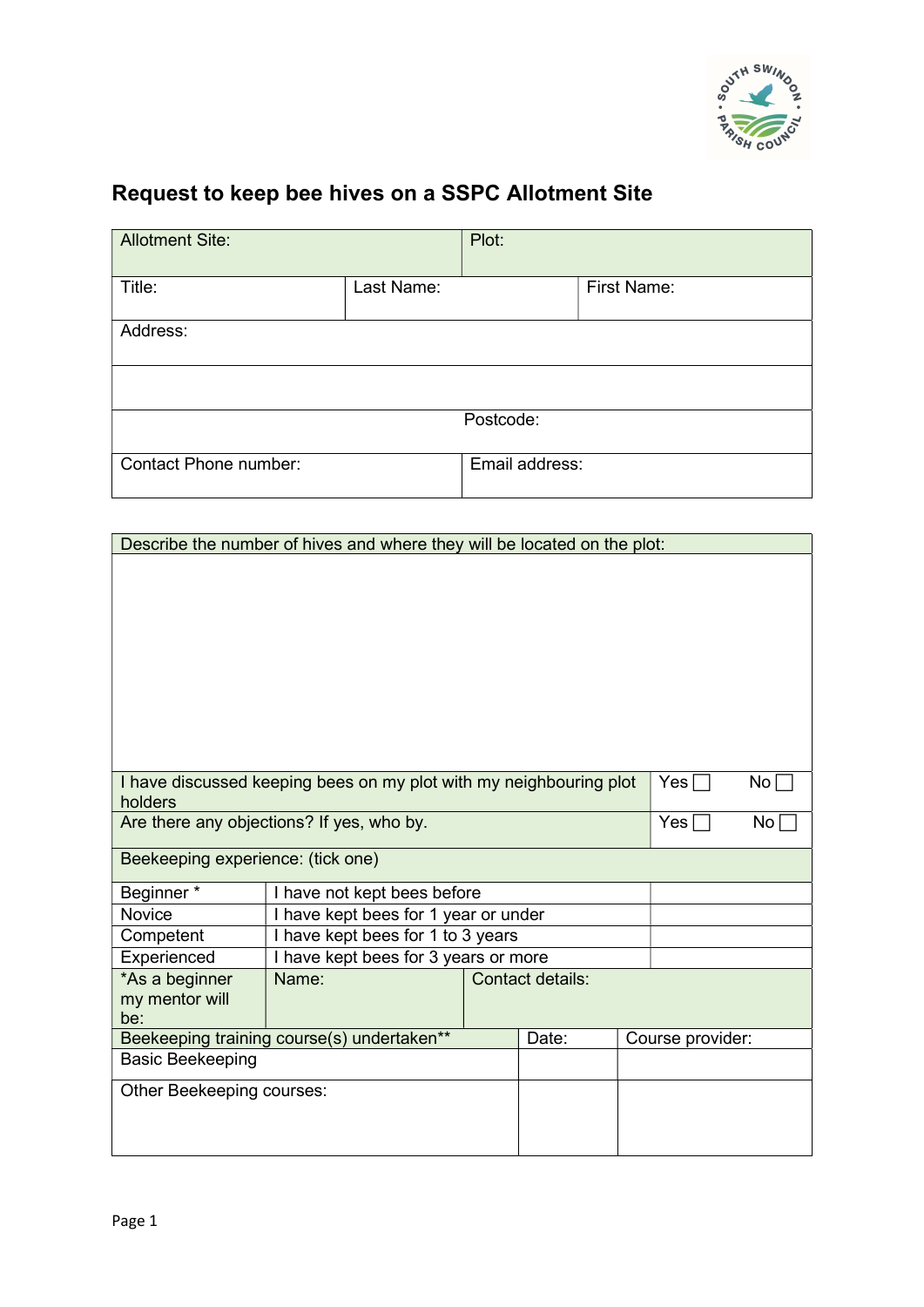# Request to keep bee hives on a SSPC Allotment Site

| Allotment Site: | | Plot: |
|---|---|---|
| Title: | Last Name: | First Name: |
| Address: | | |
| | | |
| | Postcode: | |
| Contact Phone number: | | Email address: |

| Describe the number of hives and where they will be located on the plot: | | |
|---|---|---|
| | | |
| I have discussed keeping bees on my plot with my neighbouring plot holders | Yes ☐ | No ☐ |
| Are there any objections? If yes, who by. | Yes ☐ | No ☐ |

| Beekeeping experience: (tick one) | | |
|---|---|---|
| Beginner * | I have not kept bees before | |
| Novice | I have kept bees for 1 year or under | |
| Competent | I have kept bees for 1 to 3 years | |
| Experienced | I have kept bees for 3 years or more | |
| *As a beginner my mentor will be: | Name: | Contact details: |

| Beekeeping training course(s) undertaken** | Date: | Course provider: |
|---|---|---|
| Basic Beekeeping | | |
| Other Beekeeping courses: | | |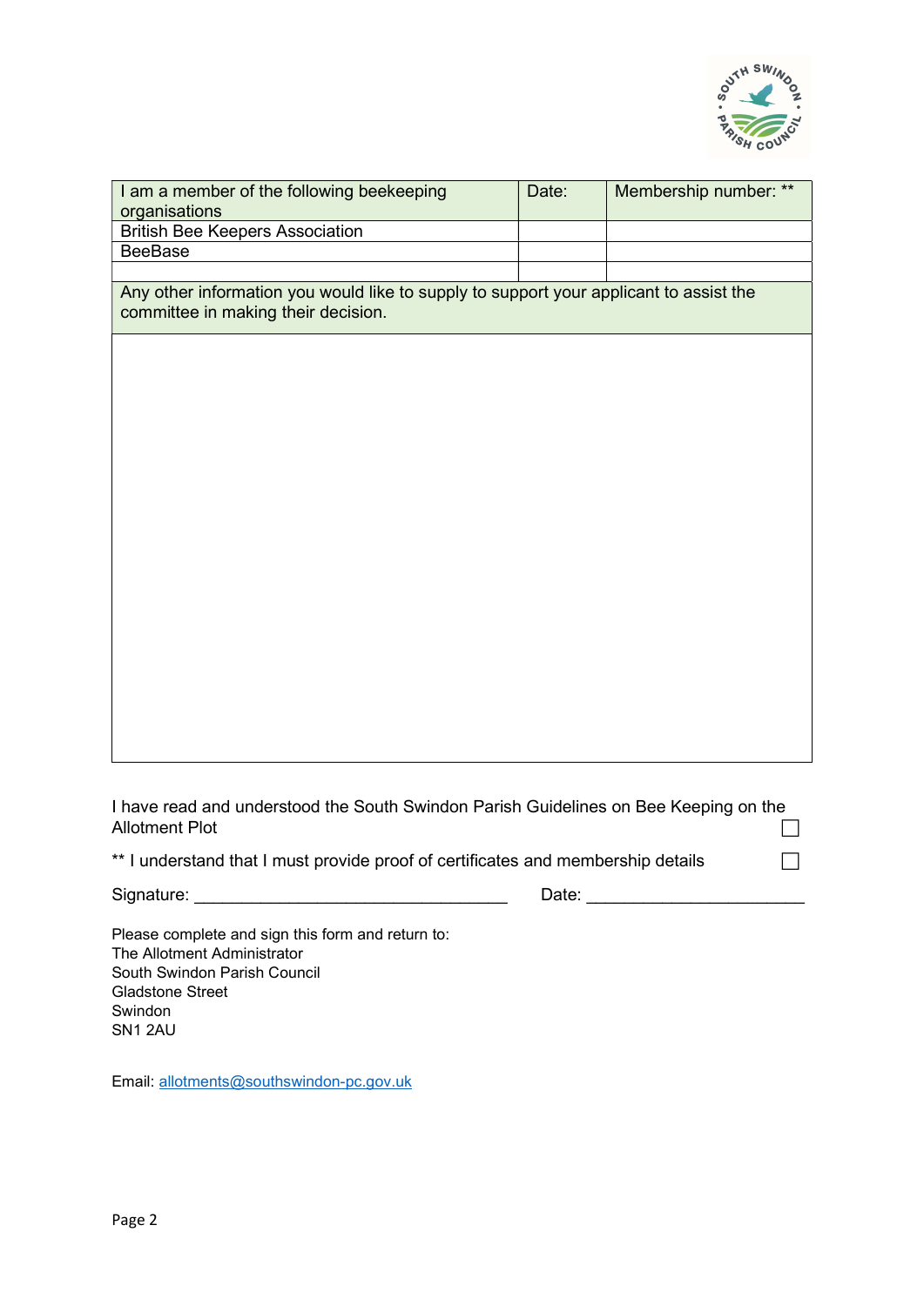| I am a member of the following beekeeping organisations | Date: | Membership number: ** |
|---|---|---|
| British Bee Keepers Association | | |
| BeeBase | | |
| | | |

| Any other information you would like to supply to support your applicant to assist the committee in making their decision. |
|---|
| |

I have read and understood the South Swindon Parish Guidelines on Bee Keeping on the Allotment Plot ☐

** I understand that I must provide proof of certificates and membership details ☐

Signature: ________________________________ Date: ______________________

Please complete and sign this form and return to:
The Allotment Administrator
South Swindon Parish Council
Gladstone Street
Swindon
SN1 2AU

Email: allotments@southswindon-pc.gov.uk